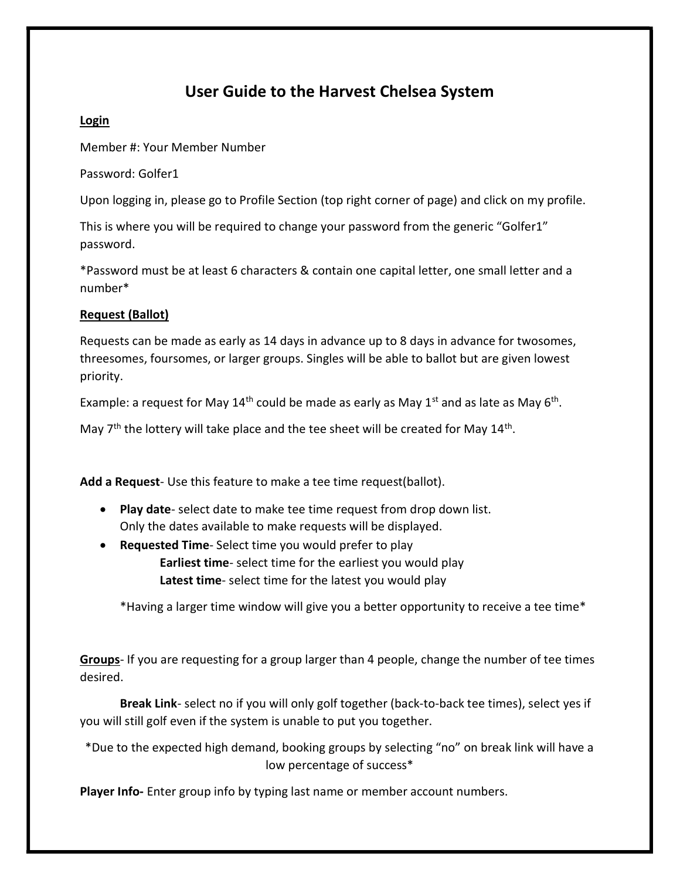# User Guide to the Harvest Chelsea System

**Login**

Member #: Your Member Number

Password: Golfer1

Upon logging in, please go to Profile Section (top right corner of page) and click on my profile.

This is where you will be required to change your password from the generic "Golfer1" password.

*Password must be at least 6 characters & contain one capital letter, one small letter and a number*

**Request (Ballot)**

Requests can be made as early as 14 days in advance up to 8 days in advance for twosomes, threesomes, foursomes, or larger groups. Singles will be able to ballot but are given lowest priority.

Example: a request for May 14th could be made as early as May 1st and as late as May 6th.

May 7th the lottery will take place and the tee sheet will be created for May 14th.

**Add a Request**- Use this feature to make a tee time request(ballot).

- **Play date**- select date to make tee time request from drop down list. Only the dates available to make requests will be displayed.
- **Requested Time**- Select time you would prefer to play
  - **Earliest time**- select time for the earliest you would play
  - **Latest time**- select time for the latest you would play

*Having a larger time window will give you a better opportunity to receive a tee time*

**Groups**- If you are requesting for a group larger than 4 people, change the number of tee times desired.

**Break Link**- select no if you will only golf together (back-to-back tee times), select yes if you will still golf even if the system is unable to put you together.

*Due to the expected high demand, booking groups by selecting "no" on break link will have a low percentage of success*

**Player Info-** Enter group info by typing last name or member account numbers.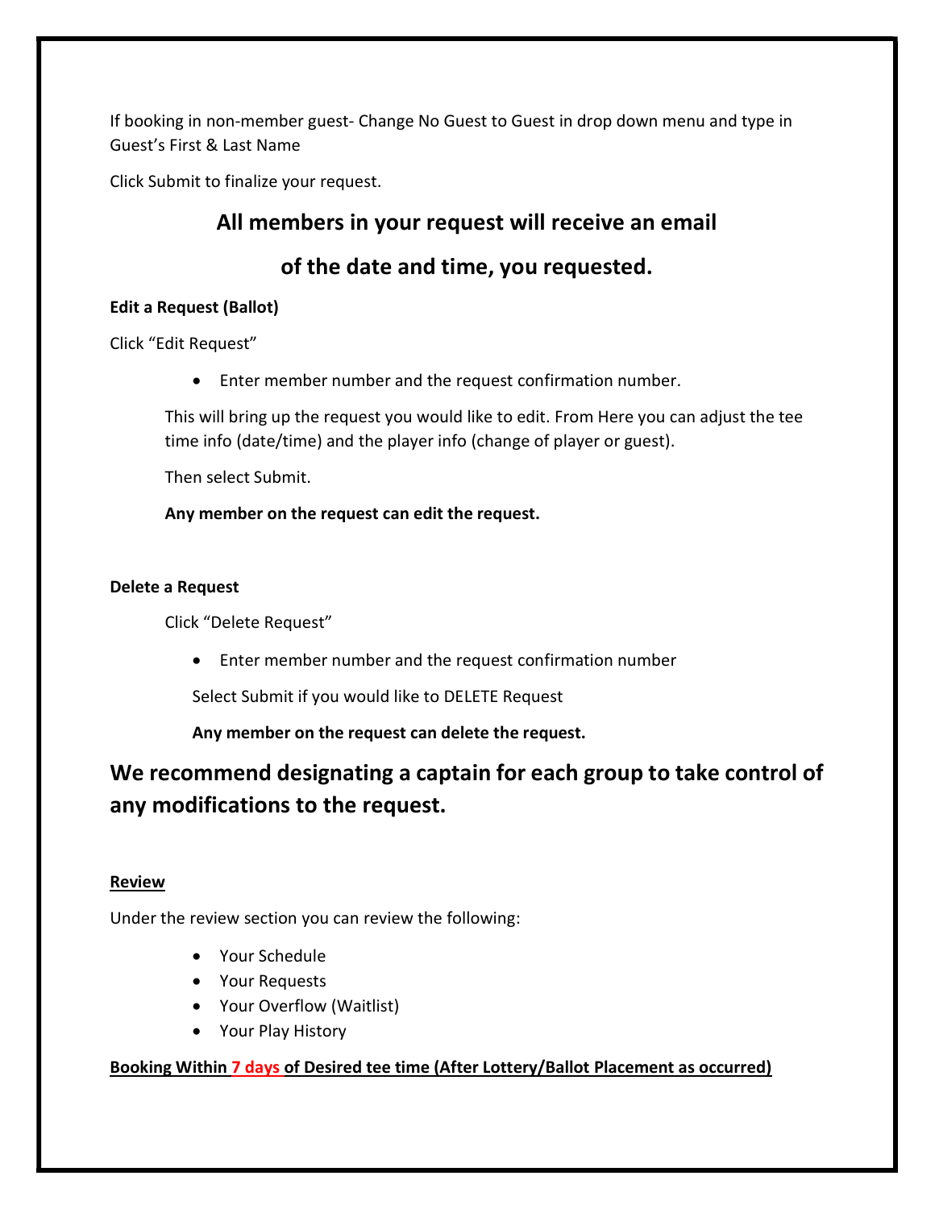If booking in non-member guest- Change No Guest to Guest in drop down menu and type in Guest's First & Last Name

Click Submit to finalize your request.

## All members in your request will receive an email of the date and time, you requested.

**Edit a Request (Ballot)**

Click "Edit Request"

- Enter member number and the request confirmation number.

This will bring up the request you would like to edit. From Here you can adjust the tee time info (date/time) and the player info (change of player or guest).

Then select Submit.

**Any member on the request can edit the request.**

**Delete a Request**

Click "Delete Request"

- Enter member number and the request confirmation number

Select Submit if you would like to DELETE Request

**Any member on the request can delete the request.**

## We recommend designating a captain for each group to take control of any modifications to the request.

**Review**

Under the review section you can review the following:

- Your Schedule
- Your Requests
- Your Overflow (Waitlist)
- Your Play History

**Booking Within 7 days of Desired tee time (After Lottery/Ballot Placement as occurred)**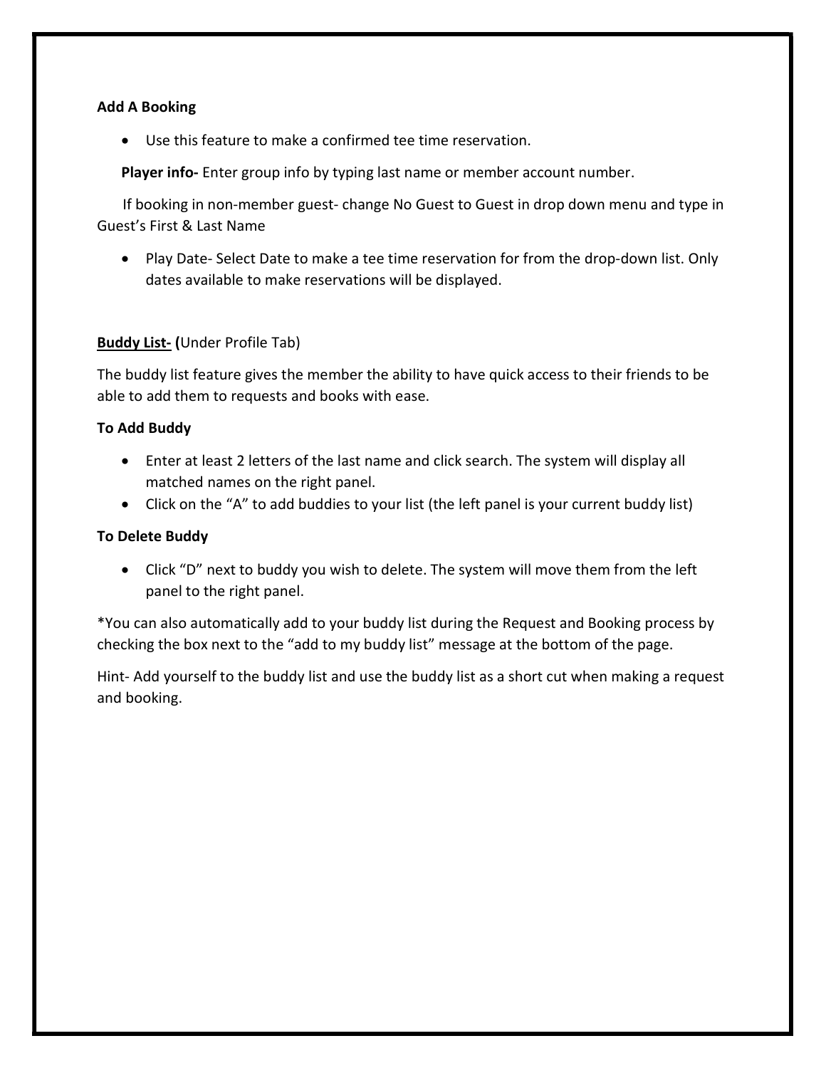**Add A Booking**

- Use this feature to make a confirmed tee time reservation.

**Player info-** Enter group info by typing last name or member account number.

If booking in non-member guest- change No Guest to Guest in drop down menu and type in Guest's First & Last Name

- Play Date- Select Date to make a tee time reservation for from the drop-down list. Only dates available to make reservations will be displayed.

**<u>Buddy List-</u> (**Under Profile Tab)

The buddy list feature gives the member the ability to have quick access to their friends to be able to add them to requests and books with ease.

**To Add Buddy**

- Enter at least 2 letters of the last name and click search. The system will display all matched names on the right panel.
- Click on the "A" to add buddies to your list (the left panel is your current buddy list)

**To Delete Buddy**

- Click "D" next to buddy you wish to delete. The system will move them from the left panel to the right panel.

*You can also automatically add to your buddy list during the Request and Booking process by checking the box next to the "add to my buddy list" message at the bottom of the page.

Hint- Add yourself to the buddy list and use the buddy list as a short cut when making a request and booking.